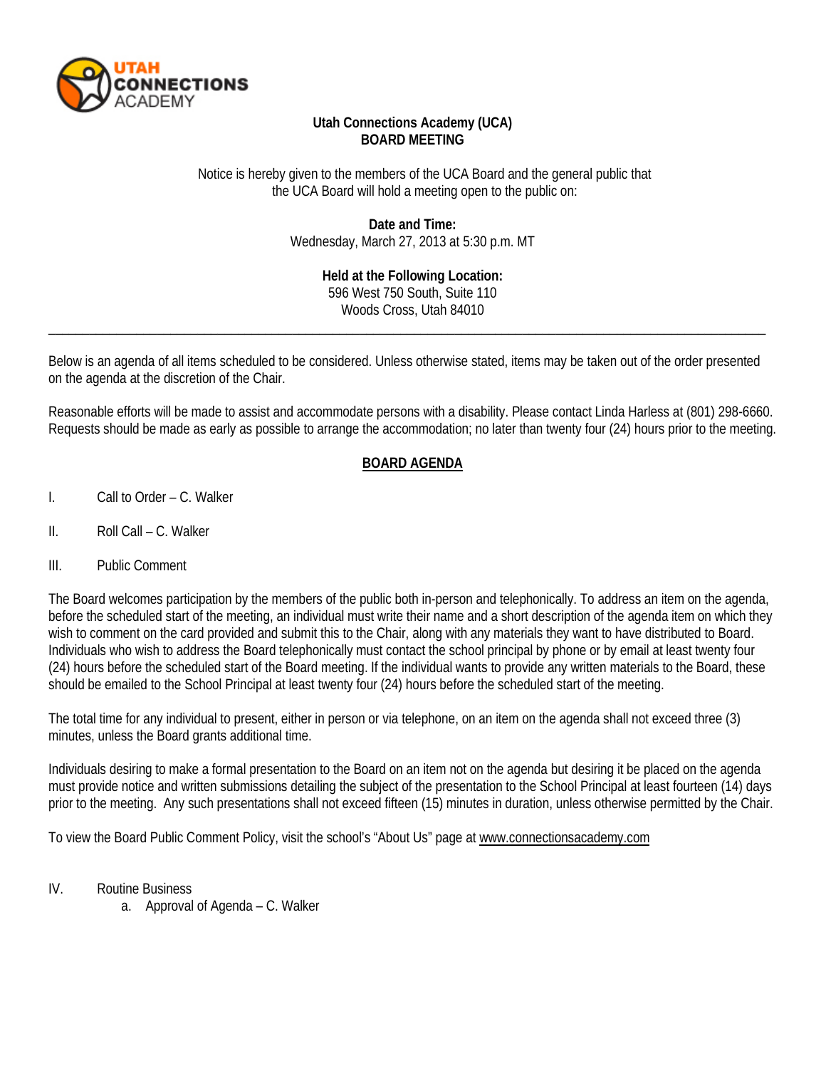UTAH CONNECTIONS ACADEMY

**Utah Connections Academy (UCA)**
**BOARD MEETING**

Notice is hereby given to the members of the UCA Board and the general public that the UCA Board will hold a meeting open to the public on:

**Date and Time:**
Wednesday, March 27, 2013 at 5:30 p.m. MT

**Held at the Following Location:**
596 West 750 South, Suite 110
Woods Cross, Utah 84010

---

Below is an agenda of all items scheduled to be considered. Unless otherwise stated, items may be taken out of the order presented on the agenda at the discretion of the Chair.

Reasonable efforts will be made to assist and accommodate persons with a disability. Please contact Linda Harless at (801) 298-6660. Requests should be made as early as possible to arrange the accommodation; no later than twenty four (24) hours prior to the meeting.

## BOARD AGENDA

I. Call to Order – C. Walker

II. Roll Call – C. Walker

III. Public Comment

The Board welcomes participation by the members of the public both in-person and telephonically. To address an item on the agenda, before the scheduled start of the meeting, an individual must write their name and a short description of the agenda item on which they wish to comment on the card provided and submit this to the Chair, along with any materials they want to have distributed to Board. Individuals who wish to address the Board telephonically must contact the school principal by phone or by email at least twenty four (24) hours before the scheduled start of the Board meeting. If the individual wants to provide any written materials to the Board, these should be emailed to the School Principal at least twenty four (24) hours before the scheduled start of the meeting.

The total time for any individual to present, either in person or via telephone, on an item on the agenda shall not exceed three (3) minutes, unless the Board grants additional time.

Individuals desiring to make a formal presentation to the Board on an item not on the agenda but desiring it be placed on the agenda must provide notice and written submissions detailing the subject of the presentation to the School Principal at least fourteen (14) days prior to the meeting. Any such presentations shall not exceed fifteen (15) minutes in duration, unless otherwise permitted by the Chair.

To view the Board Public Comment Policy, visit the school's "About Us" page at www.connectionsacademy.com

IV. Routine Business
   a. Approval of Agenda – C. Walker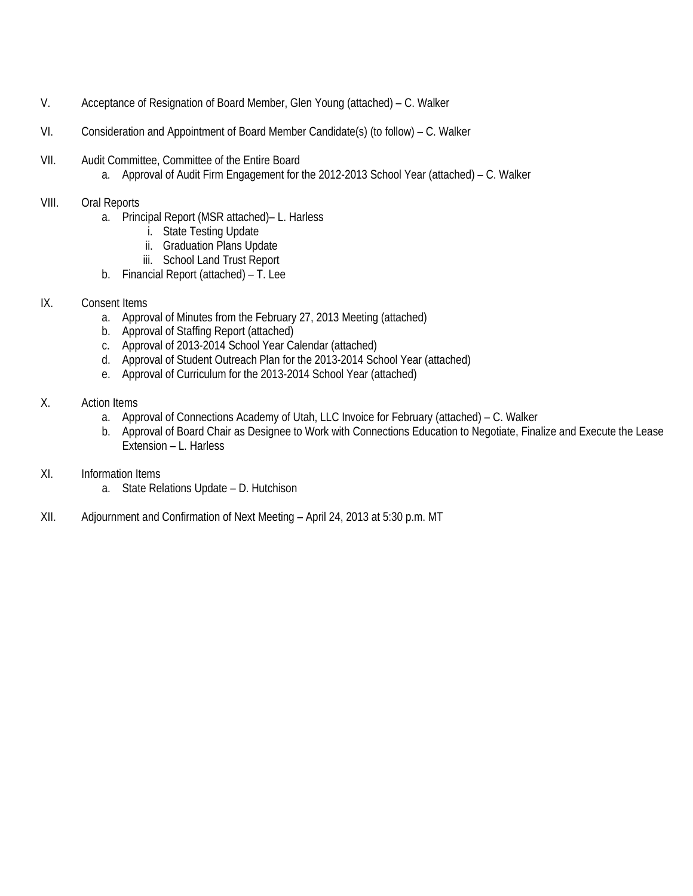V. Acceptance of Resignation of Board Member, Glen Young (attached) – C. Walker

VI. Consideration and Appointment of Board Member Candidate(s) (to follow) – C. Walker

VII. Audit Committee, Committee of the Entire Board
   a. Approval of Audit Firm Engagement for the 2012-2013 School Year (attached) – C. Walker

VIII. Oral Reports
   a. Principal Report (MSR attached)– L. Harless
      i. State Testing Update
      ii. Graduation Plans Update
      iii. School Land Trust Report
   b. Financial Report (attached) – T. Lee

IX. Consent Items
   a. Approval of Minutes from the February 27, 2013 Meeting (attached)
   b. Approval of Staffing Report (attached)
   c. Approval of 2013-2014 School Year Calendar (attached)
   d. Approval of Student Outreach Plan for the 2013-2014 School Year (attached)
   e. Approval of Curriculum for the 2013-2014 School Year (attached)

X. Action Items
   a. Approval of Connections Academy of Utah, LLC Invoice for February (attached) – C. Walker
   b. Approval of Board Chair as Designee to Work with Connections Education to Negotiate, Finalize and Execute the Lease Extension – L. Harless

XI. Information Items
   a. State Relations Update – D. Hutchison

XII. Adjournment and Confirmation of Next Meeting – April 24, 2013 at 5:30 p.m. MT